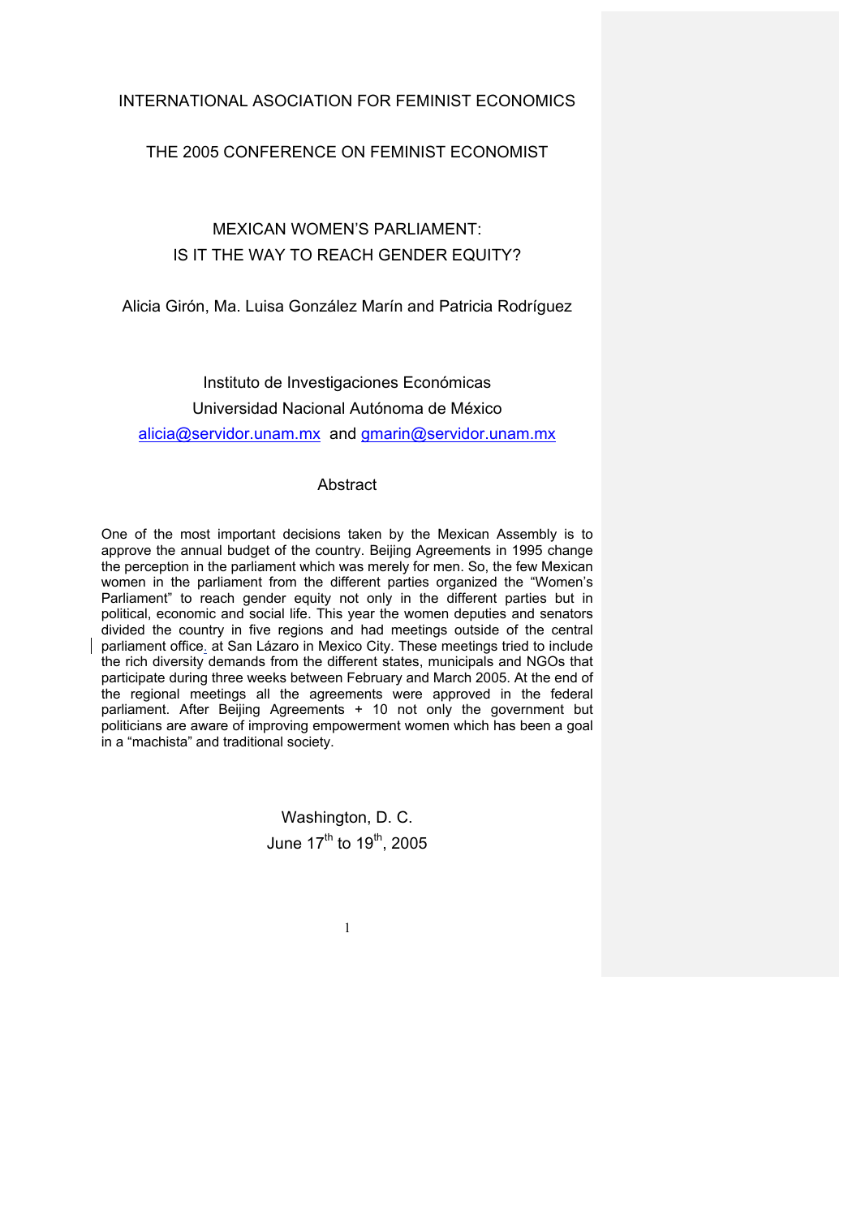INTERNATIONAL ASOCIATION FOR FEMINIST ECONOMICS

THE 2005 CONFERENCE ON FEMINIST ECONOMIST

# MEXICAN WOMEN'S PARLIAMENT: IS IT THE WAY TO REACH GENDER EQUITY?

Alicia Girón, Ma. Luisa González Marín and Patricia Rodríguez

Instituto de Investigaciones Económicas
Universidad Nacional Autónoma de México
alicia@servidor.unam.mx and gmarin@servidor.unam.mx

## Abstract

One of the most important decisions taken by the Mexican Assembly is to approve the annual budget of the country. Beijing Agreements in 1995 change the perception in the parliament which was merely for men. So, the few Mexican women in the parliament from the different parties organized the "Women's Parliament" to reach gender equity not only in the different parties but in political, economic and social life. This year the women deputies and senators divided the country in five regions and had meetings outside of the central parliament office. at San Lázaro in Mexico City. These meetings tried to include the rich diversity demands from the different states, municipals and NGOs that participate during three weeks between February and March 2005. At the end of the regional meetings all the agreements were approved in the federal parliament. After Beijing Agreements + 10 not only the government but politicians are aware of improving empowerment women which has been a goal in a "machista" and traditional society.

Washington, D. C.
June 17th to 19th, 2005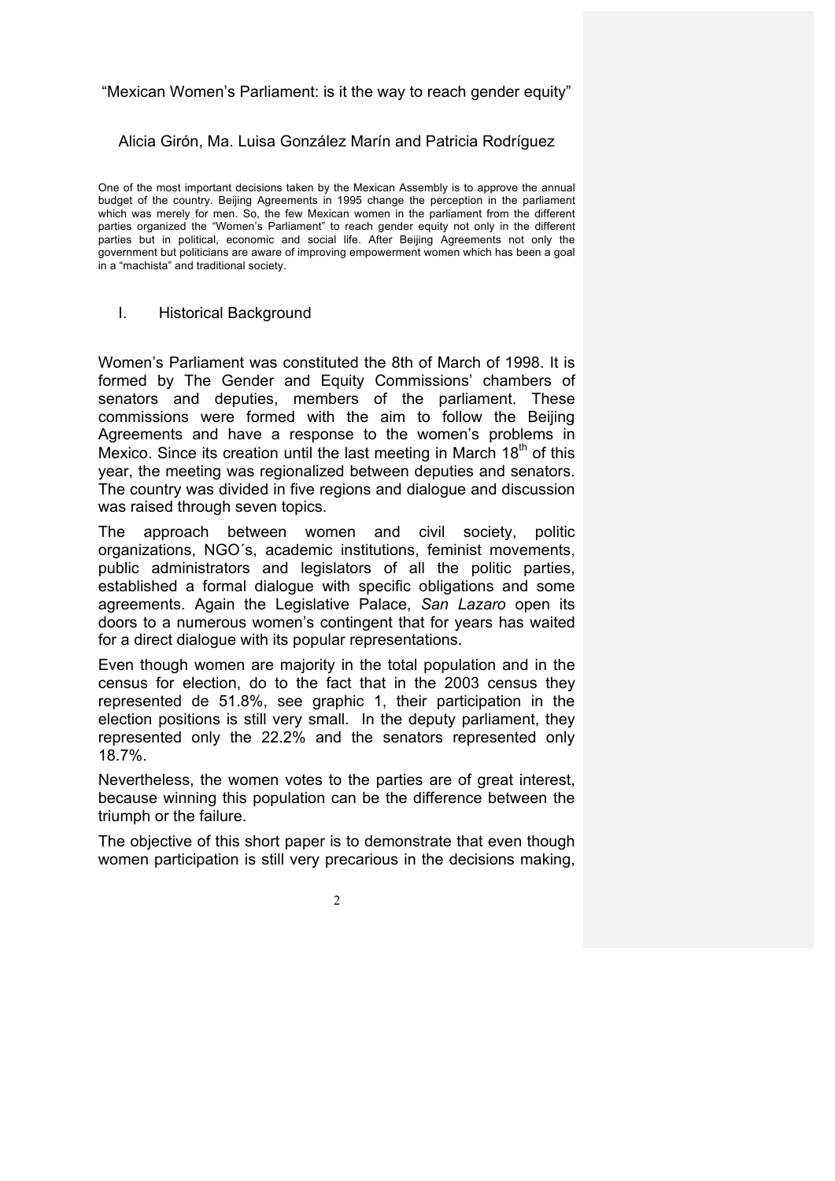"Mexican Women's Parliament: is it the way to reach gender equity"

Alicia Girón, Ma. Luisa González Marín and Patricia Rodríguez

One of the most important decisions taken by the Mexican Assembly is to approve the annual budget of the country. Beijing Agreements in 1995 change the perception in the parliament which was merely for men. So, the few Mexican women in the parliament from the different parties organized the "Women's Parliament" to reach gender equity not only in the different parties but in political, economic and social life. After Beijing Agreements not only the government but politicians are aware of improving empowerment women which has been a goal in a "machista" and traditional society.

## I. Historical Background

Women's Parliament was constituted the 8th of March of 1998. It is formed by The Gender and Equity Commissions' chambers of senators and deputies, members of the parliament. These commissions were formed with the aim to follow the Beijing Agreements and have a response to the women's problems in Mexico. Since its creation until the last meeting in March 18th of this year, the meeting was regionalized between deputies and senators. The country was divided in five regions and dialogue and discussion was raised through seven topics.

The approach between women and civil society, politic organizations, NGO´s, academic institutions, feminist movements, public administrators and legislators of all the politic parties, established a formal dialogue with specific obligations and some agreements. Again the Legislative Palace, *San Lazaro* open its doors to a numerous women's contingent that for years has waited for a direct dialogue with its popular representations.

Even though women are majority in the total population and in the census for election, do to the fact that in the 2003 census they represented de 51.8%, see graphic 1, their participation in the election positions is still very small. In the deputy parliament, they represented only the 22.2% and the senators represented only 18.7%.

Nevertheless, the women votes to the parties are of great interest, because winning this population can be the difference between the triumph or the failure.

The objective of this short paper is to demonstrate that even though women participation is still very precarious in the decisions making,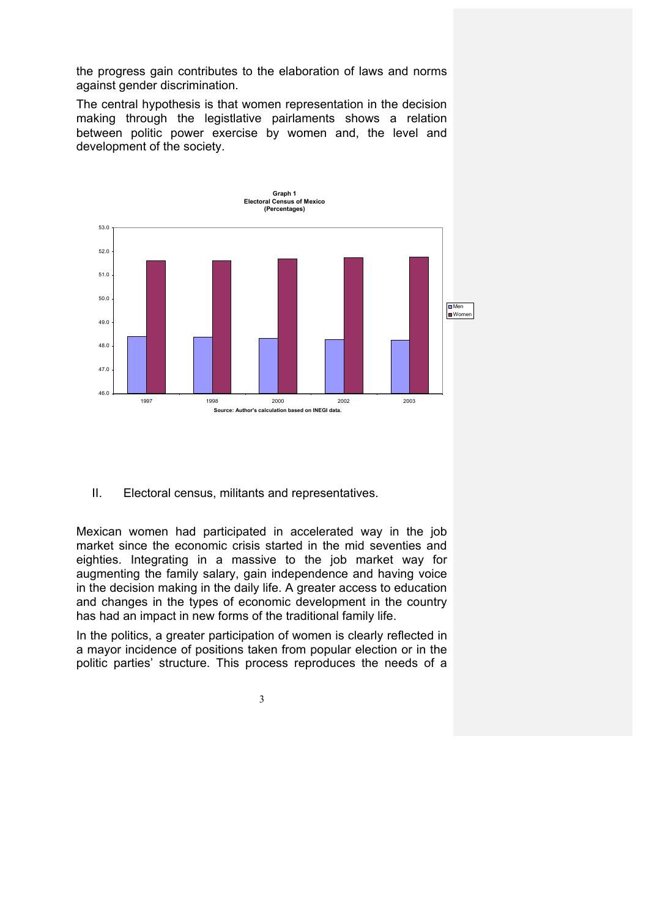the progress gain contributes to the elaboration of laws and norms against gender discrimination.

The central hypothesis is that women representation in the decision making through the legistlative pairlaments shows a relation between politic power exercise by women and, the level and development of the society.

**Graph 1**
**Electoral Census of Mexico**
**(Percentages)**

**Source: Author's calculation based on INEGI data.**

## II. Electoral census, militants and representatives.

Mexican women had participated in accelerated way in the job market since the economic crisis started in the mid seventies and eighties. Integrating in a massive to the job market way for augmenting the family salary, gain independence and having voice in the decision making in the daily life. A greater access to education and changes in the types of economic development in the country has had an impact in new forms of the traditional family life.

In the politics, a greater participation of women is clearly reflected in a mayor incidence of positions taken from popular election or in the politic parties' structure. This process reproduces the needs of a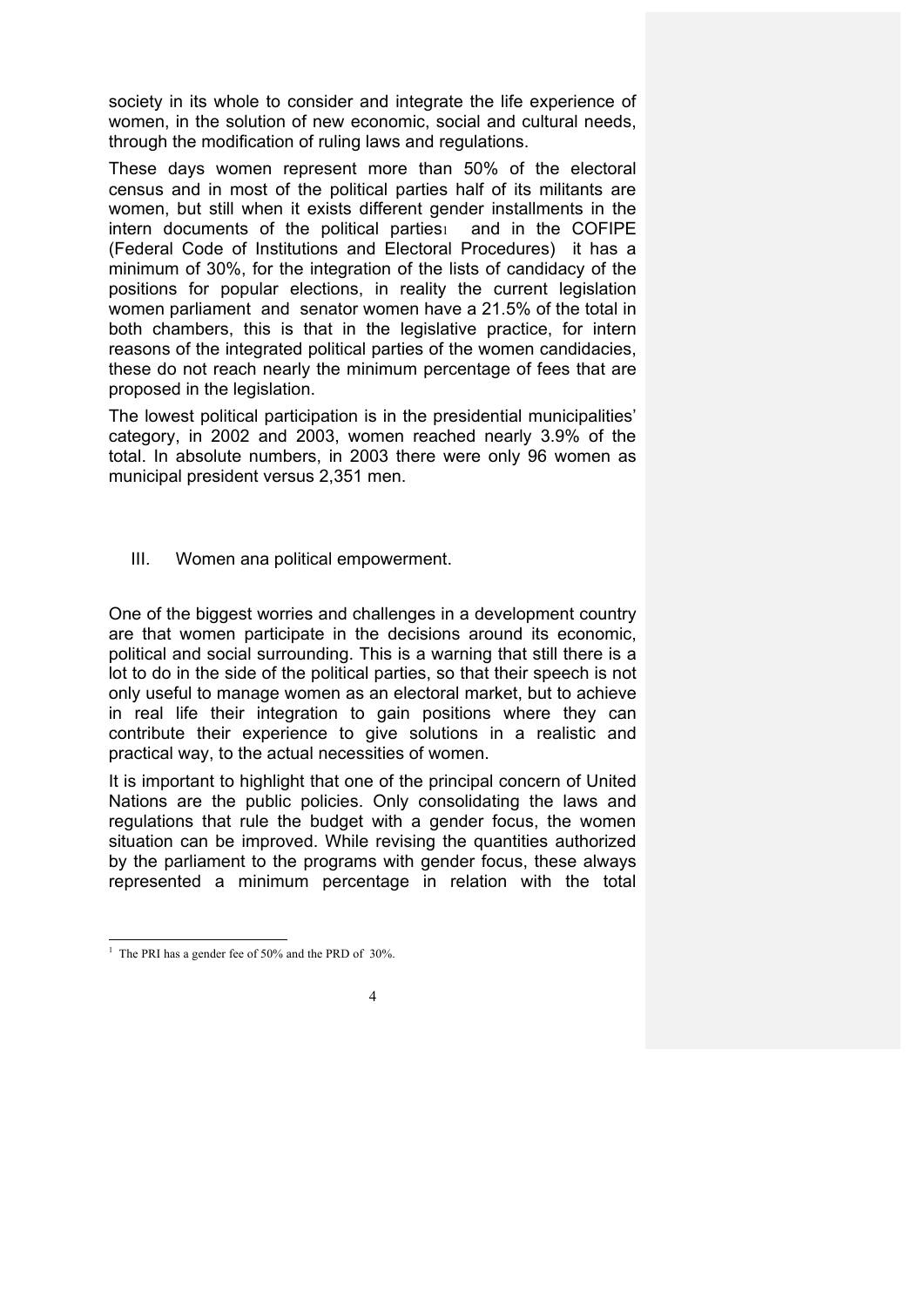society in its whole to consider and integrate the life experience of women, in the solution of new economic, social and cultural needs, through the modification of ruling laws and regulations.

These days women represent more than 50% of the electoral census and in most of the political parties half of its militants are women, but still when it exists different gender installments in the intern documents of the political parties[1] and in the COFIPE (Federal Code of Institutions and Electoral Procedures) it has a minimum of 30%, for the integration of the lists of candidacy of the positions for popular elections, in reality the current legislation women parliament and senator women have a 21.5% of the total in both chambers, this is that in the legislative practice, for intern reasons of the integrated political parties of the women candidacies, these do not reach nearly the minimum percentage of fees that are proposed in the legislation.

The lowest political participation is in the presidential municipalities' category, in 2002 and 2003, women reached nearly 3.9% of the total. In absolute numbers, in 2003 there were only 96 women as municipal president versus 2,351 men.

## III. Women ana political empowerment.

One of the biggest worries and challenges in a development country are that women participate in the decisions around its economic, political and social surrounding. This is a warning that still there is a lot to do in the side of the political parties, so that their speech is not only useful to manage women as an electoral market, but to achieve in real life their integration to gain positions where they can contribute their experience to give solutions in a realistic and practical way, to the actual necessities of women.

It is important to highlight that one of the principal concern of United Nations are the public policies. Only consolidating the laws and regulations that rule the budget with a gender focus, the women situation can be improved. While revising the quantities authorized by the parliament to the programs with gender focus, these always represented a minimum percentage in relation with the total

---

[1] The PRI has a gender fee of 50% and the PRD of 30%.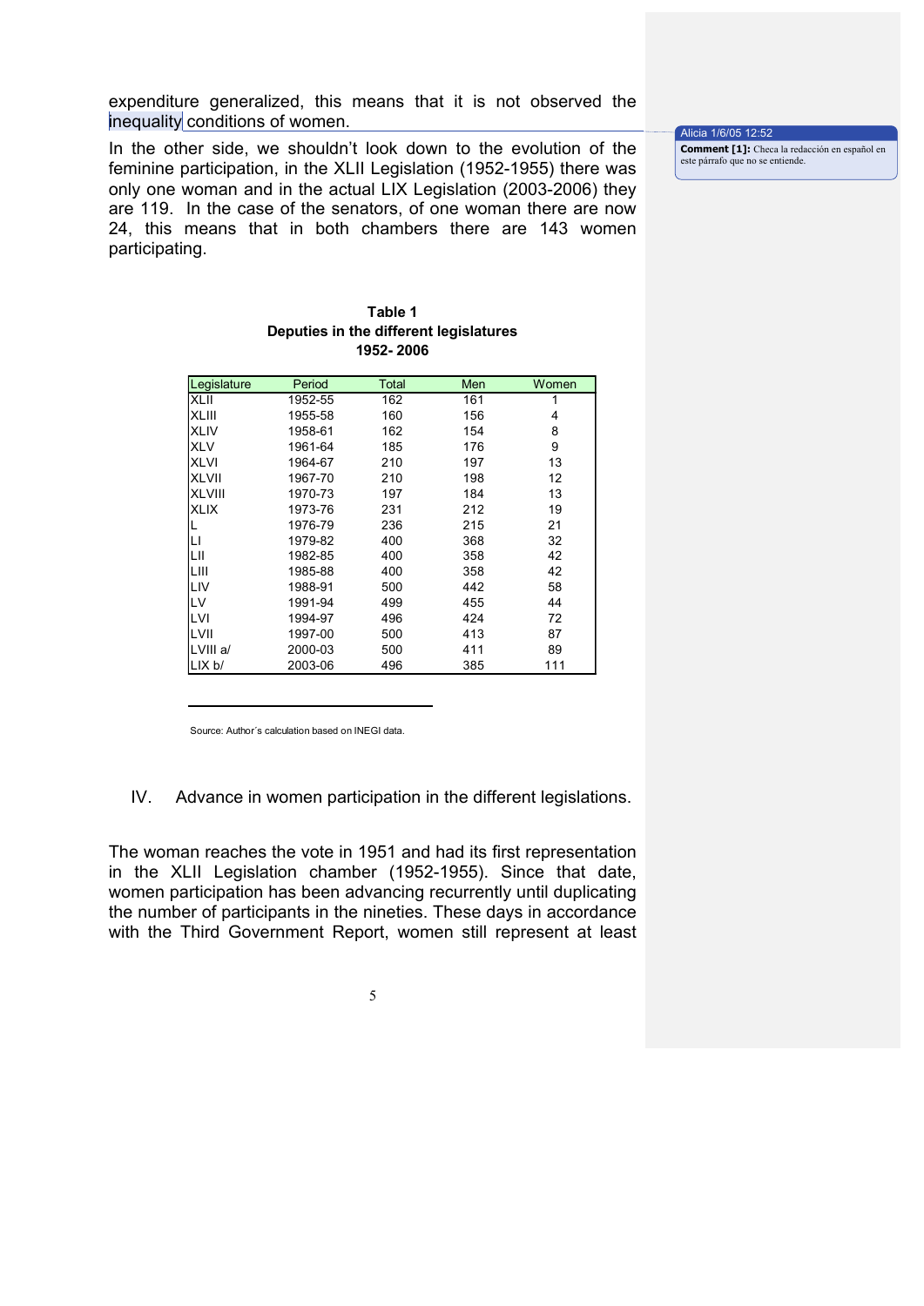expenditure generalized, this means that it is not observed the inequality conditions of women.

In the other side, we shouldn't look down to the evolution of the feminine participation, in the XLII Legislation (1952-1955) there was only one woman and in the actual LIX Legislation (2003-2006) they are 119. In the case of the senators, of one woman there are now 24, this means that in both chambers there are 143 women participating.

Alicia 1/6/05 12:52
**Comment [1]:** Checa la redacción en español en este párrafo que no se entiende.

**Table 1**
**Deputies in the different legislatures**
**1952- 2006**

| Legislature | Period | Total | Men | Women |
|---|---|---|---|---|
| XLII | 1952-55 | 162 | 161 | 1 |
| XLIII | 1955-58 | 160 | 156 | 4 |
| XLIV | 1958-61 | 162 | 154 | 8 |
| XLV | 1961-64 | 185 | 176 | 9 |
| XLVI | 1964-67 | 210 | 197 | 13 |
| XLVII | 1967-70 | 210 | 198 | 12 |
| XLVIII | 1970-73 | 197 | 184 | 13 |
| XLIX | 1973-76 | 231 | 212 | 19 |
| L | 1976-79 | 236 | 215 | 21 |
| LI | 1979-82 | 400 | 368 | 32 |
| LII | 1982-85 | 400 | 358 | 42 |
| LIII | 1985-88 | 400 | 358 | 42 |
| LIV | 1988-91 | 500 | 442 | 58 |
| LV | 1991-94 | 499 | 455 | 44 |
| LVI | 1994-97 | 496 | 424 | 72 |
| LVII | 1997-00 | 500 | 413 | 87 |
| LVIII a/ | 2000-03 | 500 | 411 | 89 |
| LIX b/ | 2003-06 | 496 | 385 | 111 |

Source: Author´s calculation based on INEGI data.

## IV. Advance in women participation in the different legislations.

The woman reaches the vote in 1951 and had its first representation in the XLII Legislation chamber (1952-1955). Since that date, women participation has been advancing recurrently until duplicating the number of participants in the nineties. These days in accordance with the Third Government Report, women still represent at least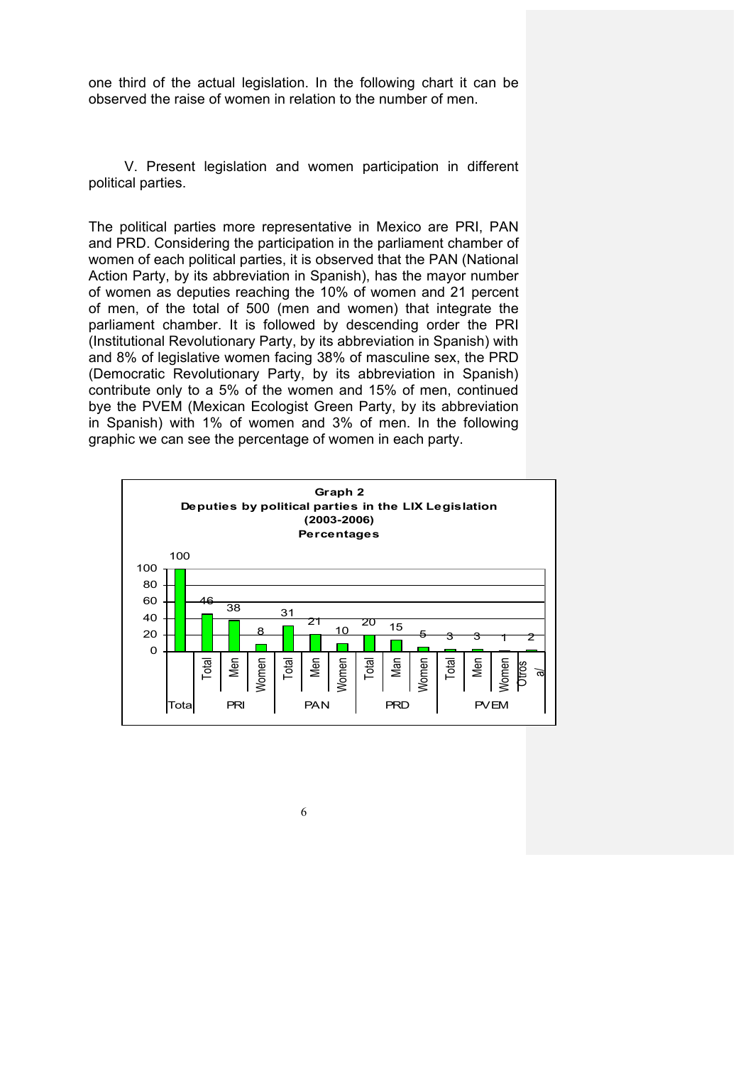one third of the actual legislation. In the following chart it can be observed the raise of women in relation to the number of men.

V. Present legislation and women participation in different political parties.

The political parties more representative in Mexico are PRI, PAN and PRD. Considering the participation in the parliament chamber of women of each political parties, it is observed that the PAN (National Action Party, by its abbreviation in Spanish), has the mayor number of women as deputies reaching the 10% of women and 21 percent of men, of the total of 500 (men and women) that integrate the parliament chamber. It is followed by descending order the PRI (Institutional Revolutionary Party, by its abbreviation in Spanish) with and 8% of legislative women facing 38% of masculine sex, the PRD (Democratic Revolutionary Party, by its abbreviation in Spanish) contribute only to a 5% of the women and 15% of men, continued bye the PVEM (Mexican Ecologist Green Party, by its abbreviation in Spanish) with 1% of women and 3% of men. In the following graphic we can see the percentage of women in each party.

**Graph 2**
**Deputies by political parties in the LIX Legislation**
**(2003-2006)**
**Percentages**

| Total | PRI | | | PAN | | | PRD | | | PVEM | | | |
|---|---|---|---|---|---|---|---|---|---|---|---|---|---|
| Total | Total | Men | Women | Total | Men | Women | Total | Man | Women | Total | Men | Women | Otros a/ |
| 100 | 46 | 38 | 8 | 31 | 21 | 10 | 20 | 15 | 5 | 3 | 3 | 1 | 2 |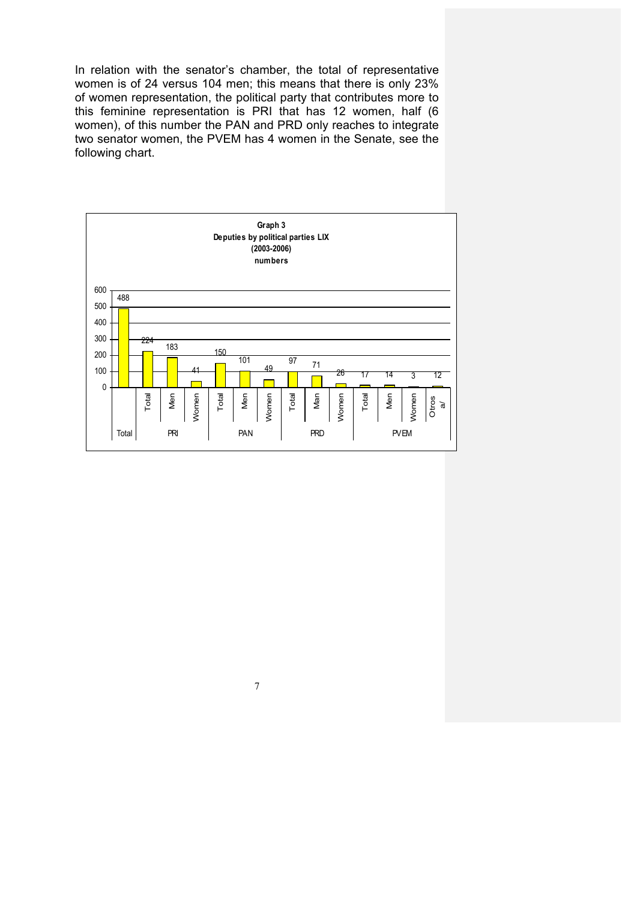In relation with the senator's chamber, the total of representative women is of 24 versus 104 men; this means that there is only 23% of women representation, the political party that contributes more to this feminine representation is PRI that has 12 women, half (6 women), of this number the PAN and PRD only reaches to integrate two senator women, the PVEM has 4 women in the Senate, see the following chart.

**Graph 3**
**Deputies by political parties LIX**
**(2003-2006)**
**numbers**

| Party | Category | Number |
|---|---|---|
| Total | | 488 |
| PRI | Total | 224 |
| PRI | Men | 183 |
| PRI | Women | 41 |
| PAN | Total | 150 |
| PAN | Men | 101 |
| PAN | Women | 49 |
| PRD | Total | 97 |
| PRD | Man | 71 |
| PRD | Women | 26 |
| PVEM | Total | 17 |
| PVEM | Men | 14 |
| PVEM | Women | 3 |
| | Otros a/ | 12 |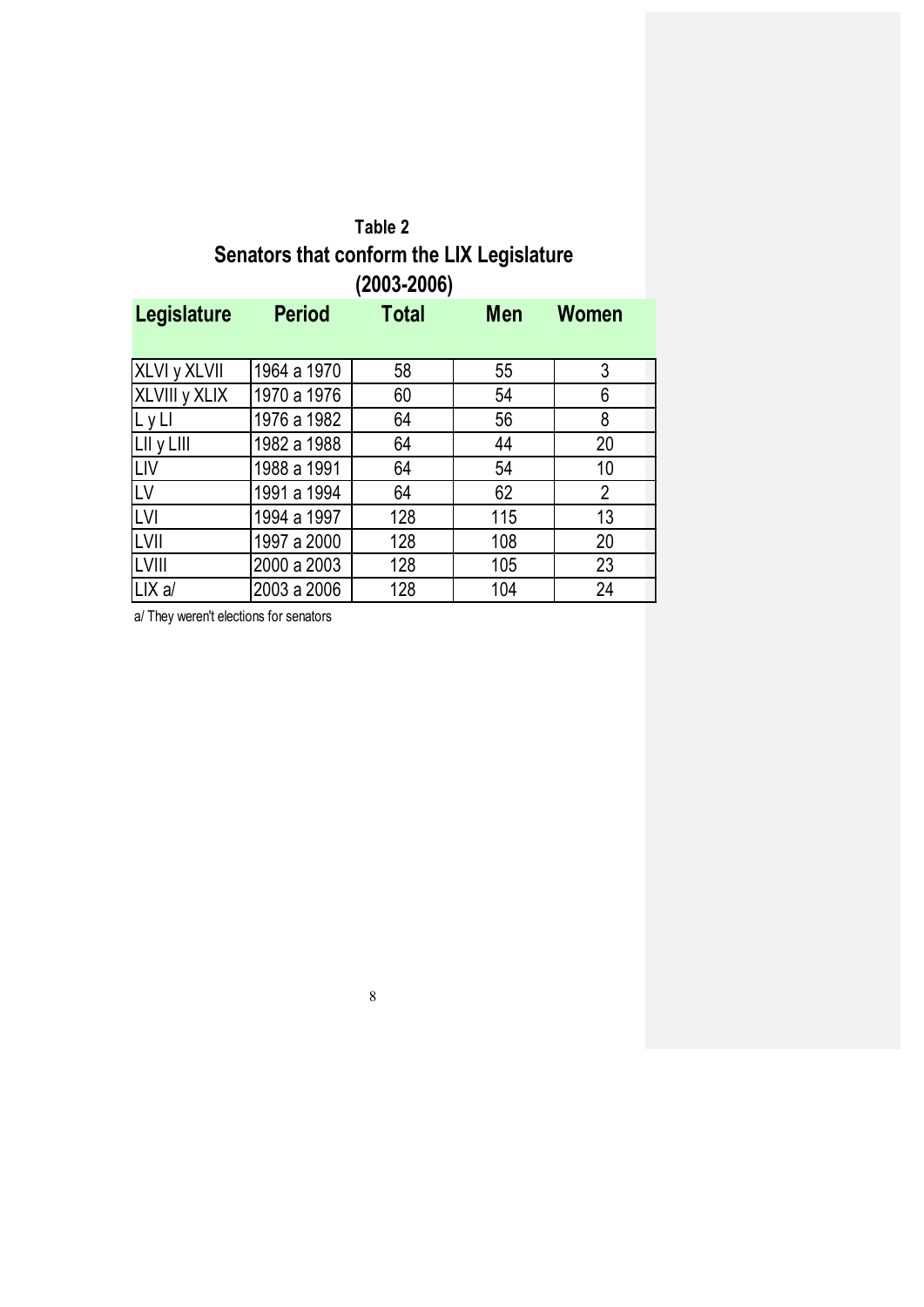**Table 2**

**Senators that conform the LIX Legislature (2003-2006)**

| Legislature | Period | Total | Men | Women |
|---|---|---|---|---|
| XLVI y XLVII | 1964 a 1970 | 58 | 55 | 3 |
| XLVIII y XLIX | 1970 a 1976 | 60 | 54 | 6 |
| L y LI | 1976 a 1982 | 64 | 56 | 8 |
| LII y LIII | 1982 a 1988 | 64 | 44 | 20 |
| LIV | 1988 a 1991 | 64 | 54 | 10 |
| LV | 1991 a 1994 | 64 | 62 | 2 |
| LVI | 1994 a 1997 | 128 | 115 | 13 |
| LVII | 1997 a 2000 | 128 | 108 | 20 |
| LVIII | 2000 a 2003 | 128 | 105 | 23 |
| LIX a/ | 2003 a 2006 | 128 | 104 | 24 |

a/ They weren't elections for senators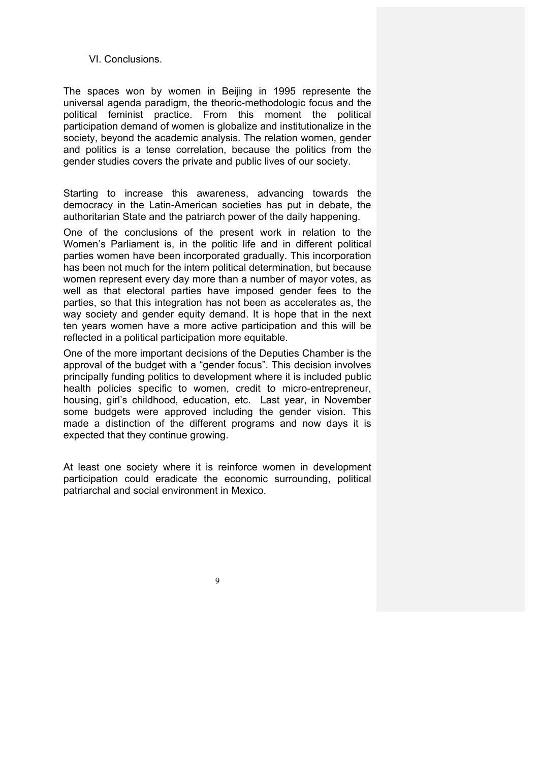## VI. Conclusions.

The spaces won by women in Beijing in 1995 represente the universal agenda paradigm, the theoric-methodologic focus and the political feminist practice. From this moment the political participation demand of women is globalize and institutionalize in the society, beyond the academic analysis. The relation women, gender and politics is a tense correlation, because the politics from the gender studies covers the private and public lives of our society.

Starting to increase this awareness, advancing towards the democracy in the Latin-American societies has put in debate, the authoritarian State and the patriarch power of the daily happening.

One of the conclusions of the present work in relation to the Women's Parliament is, in the politic life and in different political parties women have been incorporated gradually. This incorporation has been not much for the intern political determination, but because women represent every day more than a number of mayor votes, as well as that electoral parties have imposed gender fees to the parties, so that this integration has not been as accelerates as, the way society and gender equity demand. It is hope that in the next ten years women have a more active participation and this will be reflected in a political participation more equitable.

One of the more important decisions of the Deputies Chamber is the approval of the budget with a "gender focus". This decision involves principally funding politics to development where it is included public health policies specific to women, credit to micro-entrepreneur, housing, girl's childhood, education, etc. Last year, in November some budgets were approved including the gender vision. This made a distinction of the different programs and now days it is expected that they continue growing.

At least one society where it is reinforce women in development participation could eradicate the economic surrounding, political patriarchal and social environment in Mexico.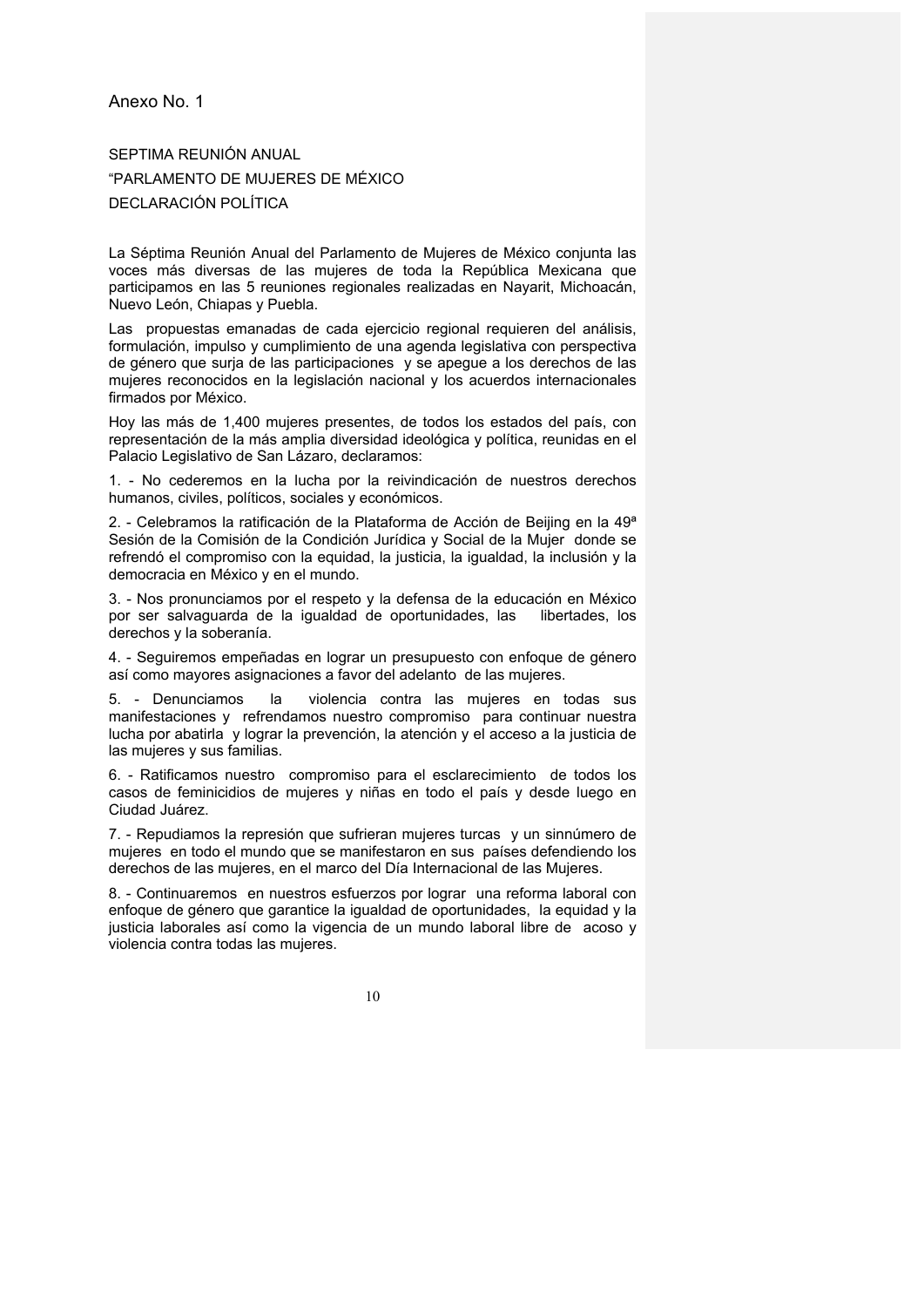Anexo No. 1

SEPTIMA REUNIÓN ANUAL

“PARLAMENTO DE MUJERES DE MÉXICO

DECLARACIÓN POLÍTICA

La Séptima Reunión Anual del Parlamento de Mujeres de México conjunta las voces más diversas de las mujeres de toda la República Mexicana que participamos en las 5 reuniones regionales realizadas en Nayarit, Michoacán, Nuevo León, Chiapas y Puebla.

Las propuestas emanadas de cada ejercicio regional requieren del análisis, formulación, impulso y cumplimiento de una agenda legislativa con perspectiva de género que surja de las participaciones y se apegue a los derechos de las mujeres reconocidos en la legislación nacional y los acuerdos internacionales firmados por México.

Hoy las más de 1,400 mujeres presentes, de todos los estados del país, con representación de la más amplia diversidad ideológica y política, reunidas en el Palacio Legislativo de San Lázaro, declaramos:

1. - No cederemos en la lucha por la reivindicación de nuestros derechos humanos, civiles, políticos, sociales y económicos.

2. - Celebramos la ratificación de la Plataforma de Acción de Beijing en la 49ª Sesión de la Comisión de la Condición Jurídica y Social de la Mujer donde se refrendó el compromiso con la equidad, la justicia, la igualdad, la inclusión y la democracia en México y en el mundo.

3. - Nos pronunciamos por el respeto y la defensa de la educación en México por ser salvaguarda de la igualdad de oportunidades, las libertades, los derechos y la soberanía.

4. - Seguiremos empeñadas en lograr un presupuesto con enfoque de género así como mayores asignaciones a favor del adelanto de las mujeres.

5. - Denunciamos la violencia contra las mujeres en todas sus manifestaciones y refrendamos nuestro compromiso para continuar nuestra lucha por abatirla y lograr la prevención, la atención y el acceso a la justicia de las mujeres y sus familias.

6. - Ratificamos nuestro compromiso para el esclarecimiento de todos los casos de feminicidios de mujeres y niñas en todo el país y desde luego en Ciudad Juárez.

7. - Repudiamos la represión que sufrieran mujeres turcas y un sinnúmero de mujeres en todo el mundo que se manifestaron en sus países defendiendo los derechos de las mujeres, en el marco del Día Internacional de las Mujeres.

8. - Continuaremos en nuestros esfuerzos por lograr una reforma laboral con enfoque de género que garantice la igualdad de oportunidades, la equidad y la justicia laborales así como la vigencia de un mundo laboral libre de acoso y violencia contra todas las mujeres.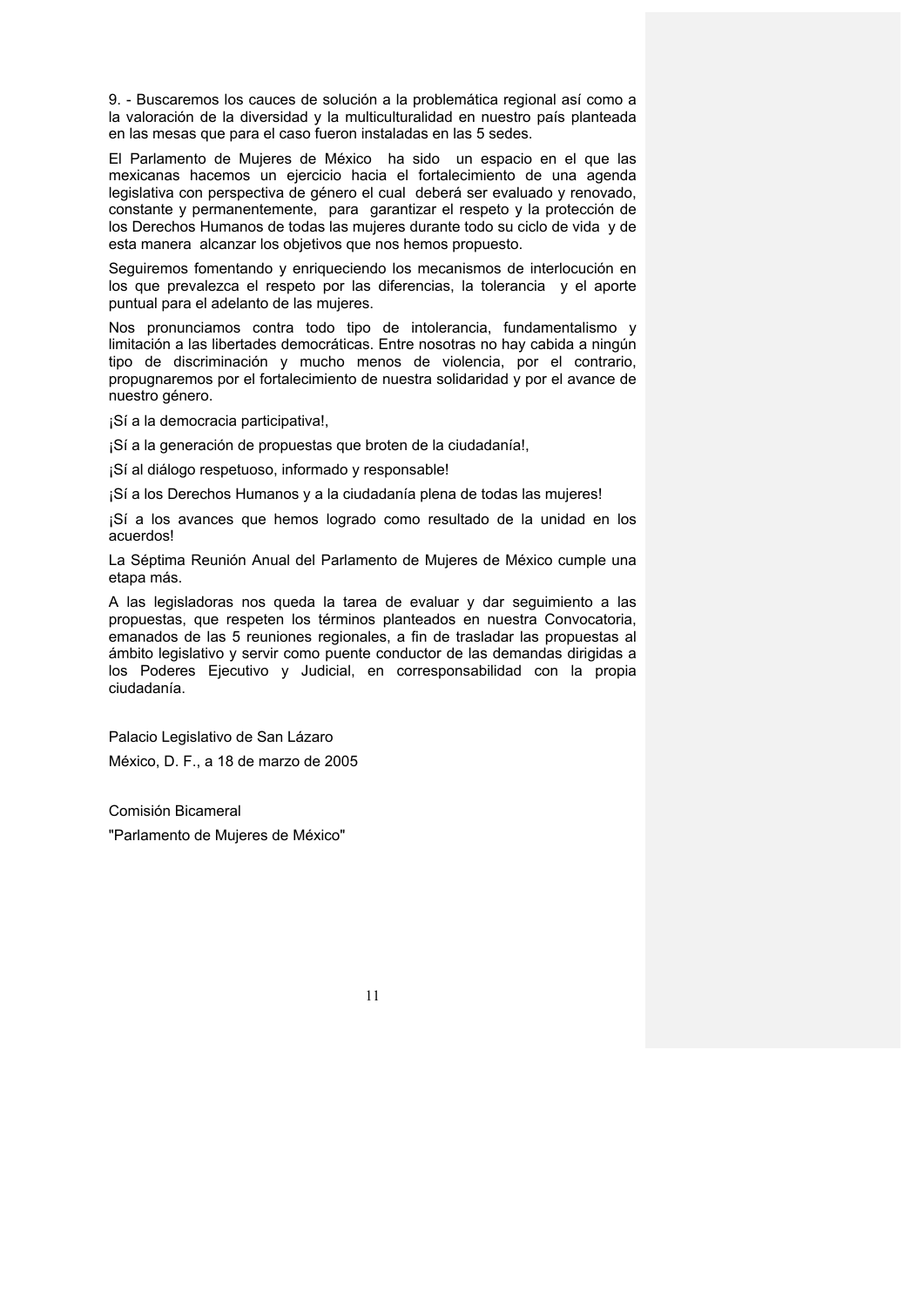9. - Buscaremos los cauces de solución a la problemática regional así como a la valoración de la diversidad y la multiculturalidad en nuestro país planteada en las mesas que para el caso fueron instaladas en las 5 sedes.

El Parlamento de Mujeres de México ha sido un espacio en el que las mexicanas hacemos un ejercicio hacia el fortalecimiento de una agenda legislativa con perspectiva de género el cual deberá ser evaluado y renovado, constante y permanentemente, para garantizar el respeto y la protección de los Derechos Humanos de todas las mujeres durante todo su ciclo de vida y de esta manera alcanzar los objetivos que nos hemos propuesto.

Seguiremos fomentando y enriqueciendo los mecanismos de interlocución en los que prevalezca el respeto por las diferencias, la tolerancia y el aporte puntual para el adelanto de las mujeres.

Nos pronunciamos contra todo tipo de intolerancia, fundamentalismo y limitación a las libertades democráticas. Entre nosotras no hay cabida a ningún tipo de discriminación y mucho menos de violencia, por el contrario, propugnaremos por el fortalecimiento de nuestra solidaridad y por el avance de nuestro género.

¡Sí a la democracia participativa!,

¡Sí a la generación de propuestas que broten de la ciudadanía!,

¡Sí al diálogo respetuoso, informado y responsable!

¡Sí a los Derechos Humanos y a la ciudadanía plena de todas las mujeres!

¡Sí a los avances que hemos logrado como resultado de la unidad en los acuerdos!

La Séptima Reunión Anual del Parlamento de Mujeres de México cumple una etapa más.

A las legisladoras nos queda la tarea de evaluar y dar seguimiento a las propuestas, que respeten los términos planteados en nuestra Convocatoria, emanados de las 5 reuniones regionales, a fin de trasladar las propuestas al ámbito legislativo y servir como puente conductor de las demandas dirigidas a los Poderes Ejecutivo y Judicial, en corresponsabilidad con la propia ciudadanía.

Palacio Legislativo de San Lázaro

México, D. F., a 18 de marzo de 2005

Comisión Bicameral

"Parlamento de Mujeres de México"